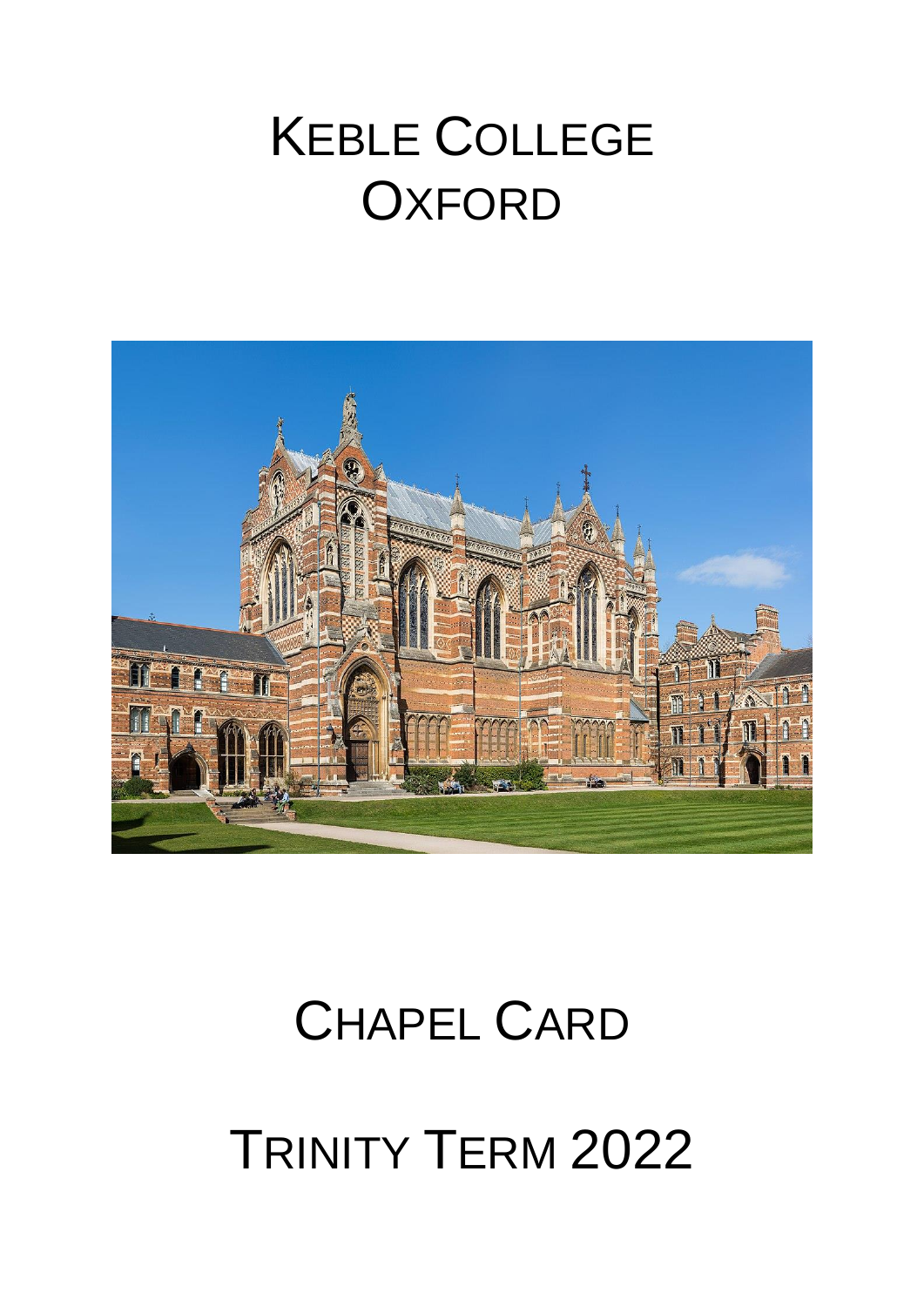# Keble College Oxford

# Chapel Card

# Trinity Term 2022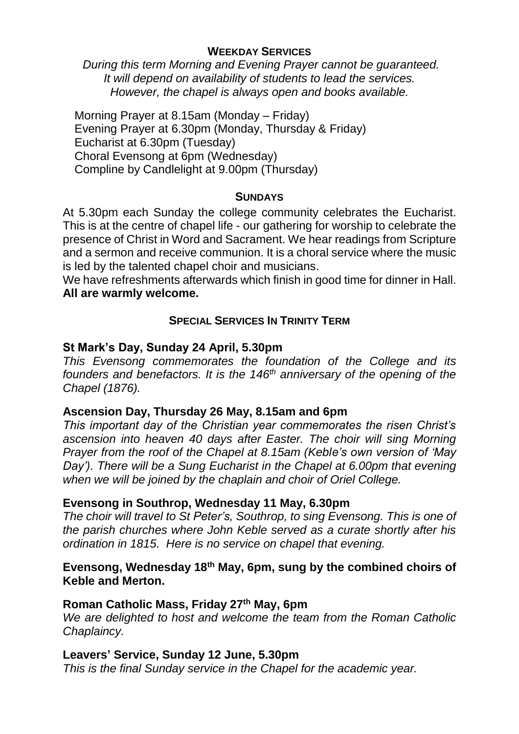## Weekday Services

*During this term Morning and Evening Prayer cannot be guaranteed.*
*It will depend on availability of students to lead the services.*
*However, the chapel is always open and books available.*

Morning Prayer at 8.15am (Monday – Friday)
Evening Prayer at 6.30pm (Monday, Thursday & Friday)
Eucharist at 6.30pm (Tuesday)
Choral Evensong at 6pm (Wednesday)
Compline by Candlelight at 9.00pm (Thursday)

## Sundays

At 5.30pm each Sunday the college community celebrates the Eucharist. This is at the centre of chapel life - our gathering for worship to celebrate the presence of Christ in Word and Sacrament. We hear readings from Scripture and a sermon and receive communion. It is a choral service where the music is led by the talented chapel choir and musicians.

We have refreshments afterwards which finish in good time for dinner in Hall.
**All are warmly welcome.**

## Special Services In Trinity Term

### St Mark's Day, Sunday 24 April, 5.30pm

*This Evensong commemorates the foundation of the College and its founders and benefactors. It is the 146th anniversary of the opening of the Chapel (1876).*

### Ascension Day, Thursday 26 May, 8.15am and 6pm

*This important day of the Christian year commemorates the risen Christ's ascension into heaven 40 days after Easter. The choir will sing Morning Prayer from the roof of the Chapel at 8.15am (Keble's own version of 'May Day'). There will be a Sung Eucharist in the Chapel at 6.00pm that evening when we will be joined by the chaplain and choir of Oriel College.*

### Evensong in Southrop, Wednesday 11 May, 6.30pm

*The choir will travel to St Peter's, Southrop, to sing Evensong. This is one of the parish churches where John Keble served as a curate shortly after his ordination in 1815. Here is no service on chapel that evening.*

### Evensong, Wednesday 18th May, 6pm, sung by the combined choirs of Keble and Merton.

### Roman Catholic Mass, Friday 27th May, 6pm

*We are delighted to host and welcome the team from the Roman Catholic Chaplaincy.*

### Leavers' Service, Sunday 12 June, 5.30pm

*This is the final Sunday service in the Chapel for the academic year.*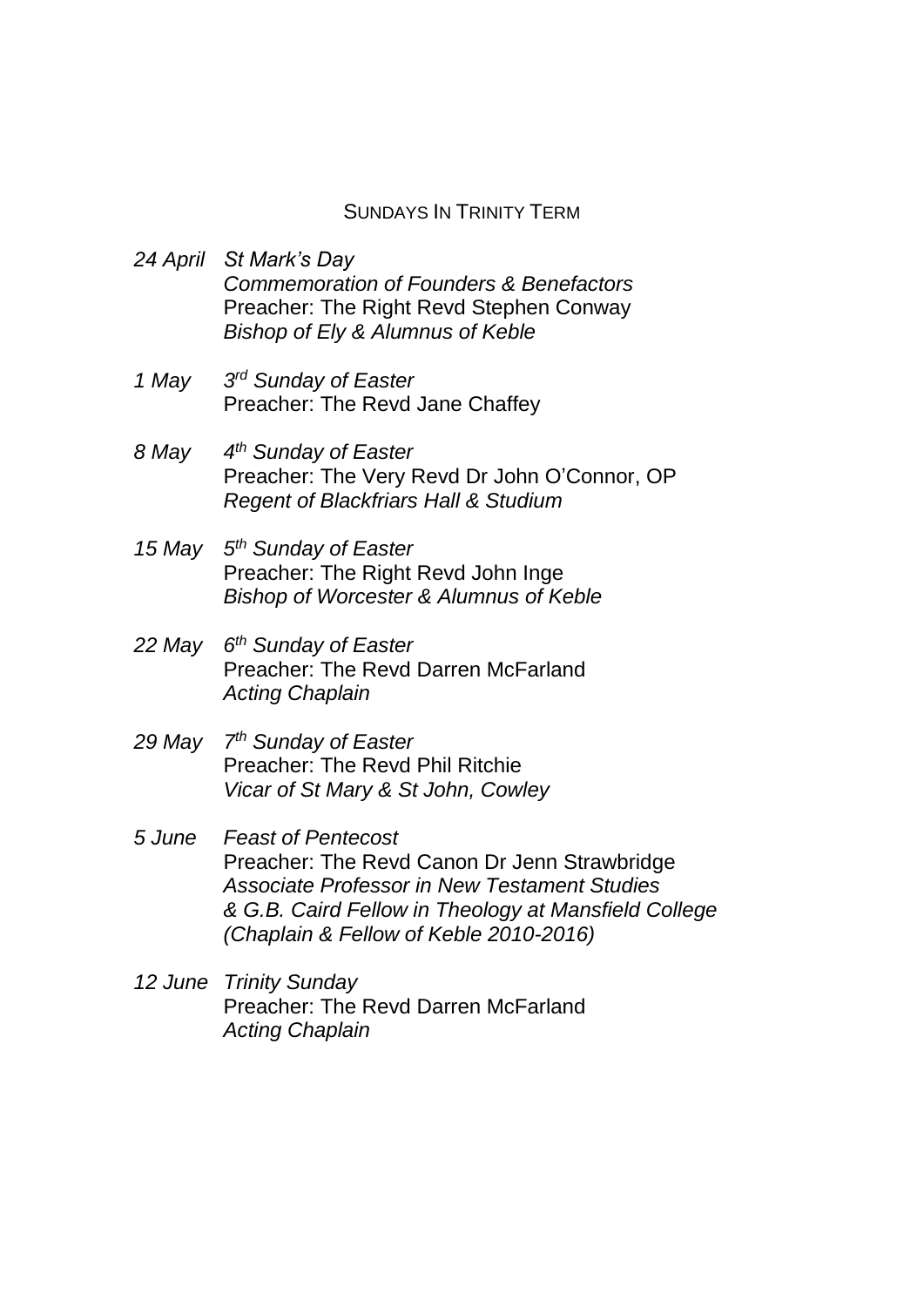## SUNDAYS IN TRINITY TERM

*24 April* *St Mark's Day*
*Commemoration of Founders & Benefactors*
Preacher: The Right Revd Stephen Conway
*Bishop of Ely & Alumnus of Keble*

*1 May* *3rd Sunday of Easter*
Preacher: The Revd Jane Chaffey

*8 May* *4th Sunday of Easter*
Preacher: The Very Revd Dr John O'Connor, OP
*Regent of Blackfriars Hall & Studium*

*15 May* *5th Sunday of Easter*
Preacher: The Right Revd John Inge
*Bishop of Worcester & Alumnus of Keble*

*22 May* *6th Sunday of Easter*
Preacher: The Revd Darren McFarland
*Acting Chaplain*

*29 May* *7th Sunday of Easter*
Preacher: The Revd Phil Ritchie
*Vicar of St Mary & St John, Cowley*

*5 June* *Feast of Pentecost*
Preacher: The Revd Canon Dr Jenn Strawbridge
*Associate Professor in New Testament Studies*
*& G.B. Caird Fellow in Theology at Mansfield College*
*(Chaplain & Fellow of Keble 2010-2016)*

*12 June* *Trinity Sunday*
Preacher: The Revd Darren McFarland
*Acting Chaplain*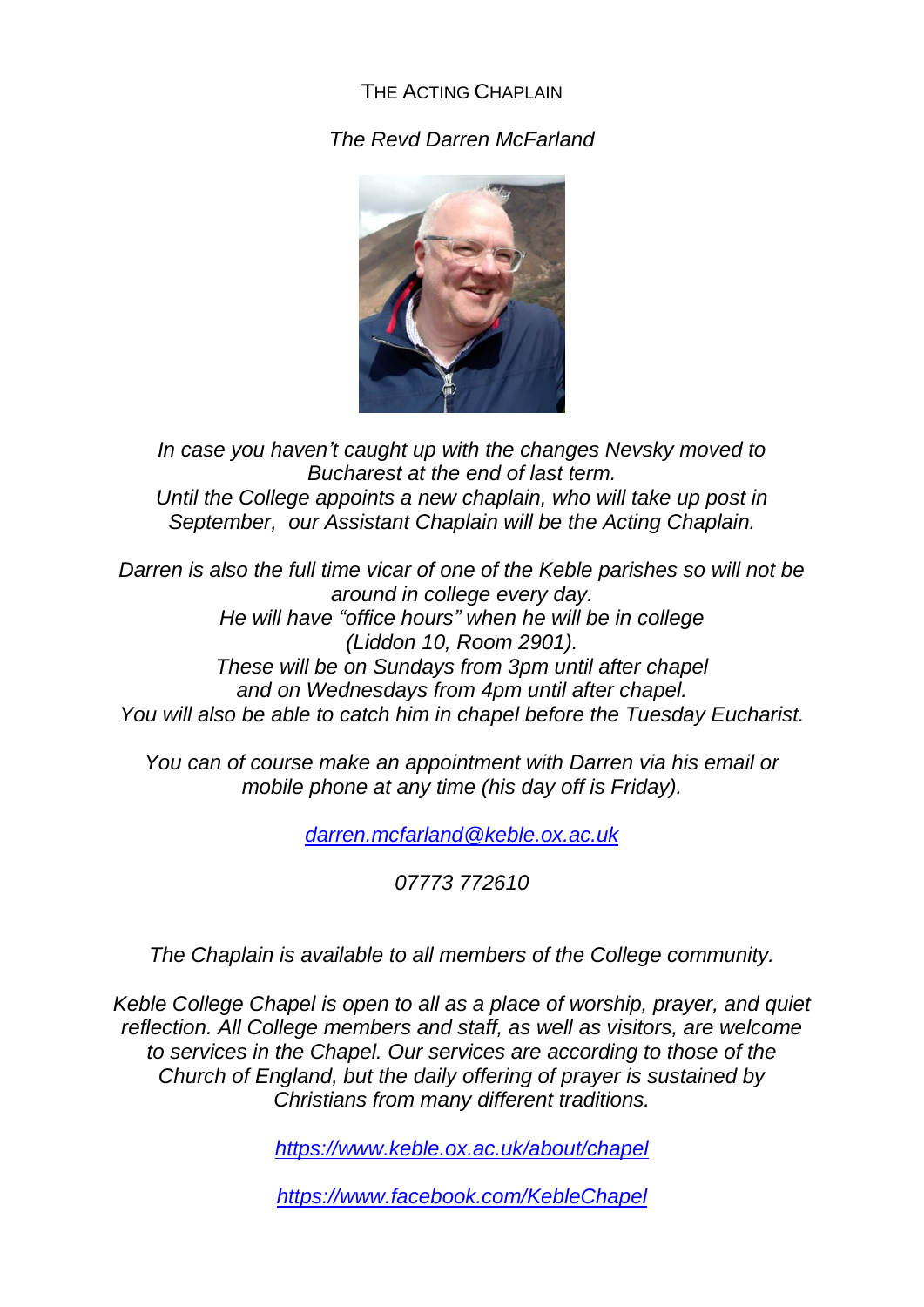## The Acting Chaplain

*The Revd Darren McFarland*

*In case you haven't caught up with the changes Nevsky moved to Bucharest at the end of last term.*
*Until the College appoints a new chaplain, who will take up post in September, our Assistant Chaplain will be the Acting Chaplain.*

*Darren is also the full time vicar of one of the Keble parishes so will not be around in college every day.*
*He will have "office hours" when he will be in college (Liddon 10, Room 2901).*
*These will be on Sundays from 3pm until after chapel and on Wednesdays from 4pm until after chapel.*
*You will also be able to catch him in chapel before the Tuesday Eucharist.*

*You can of course make an appointment with Darren via his email or mobile phone at any time (his day off is Friday).*

*darren.mcfarland@keble.ox.ac.uk*

*07773 772610*

*The Chaplain is available to all members of the College community.*

*Keble College Chapel is open to all as a place of worship, prayer, and quiet reflection. All College members and staff, as well as visitors, are welcome to services in the Chapel. Our services are according to those of the Church of England, but the daily offering of prayer is sustained by Christians from many different traditions.*

*https://www.keble.ox.ac.uk/about/chapel*

*https://www.facebook.com/KebleChapel*